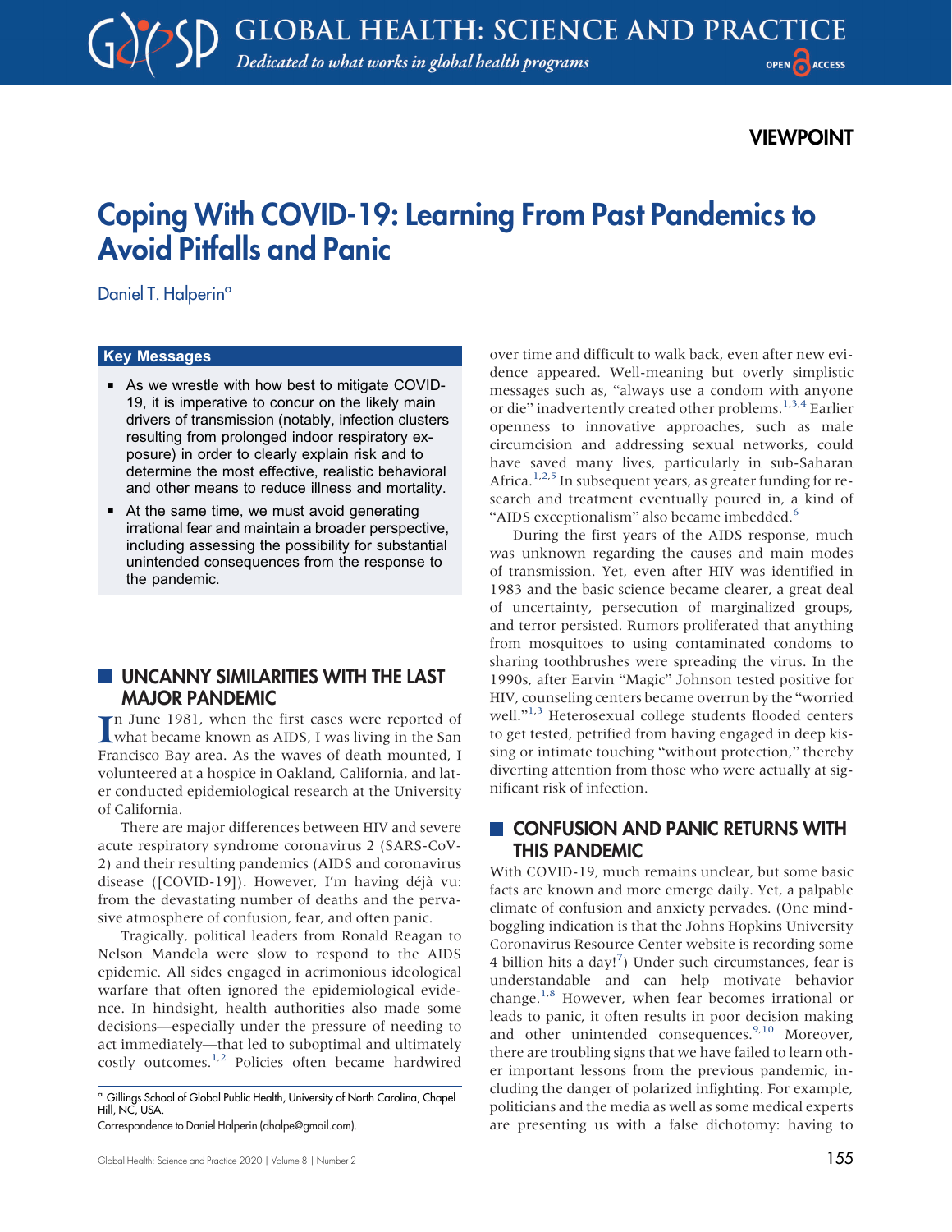VIEWPOINT

# Coping With COVID-19: Learning From Past Pandemics to Avoid Pitfalls and Panic

Daniel T. Halperin[a]

**Key Messages**

- As we wrestle with how best to mitigate COVID-19, it is imperative to concur on the likely main drivers of transmission (notably, infection clusters resulting from prolonged indoor respiratory exposure) in order to clearly explain risk and to determine the most effective, realistic behavioral and other means to reduce illness and mortality.
- At the same time, we must avoid generating irrational fear and maintain a broader perspective, including assessing the possibility for substantial unintended consequences from the response to the pandemic.

## UNCANNY SIMILARITIES WITH THE LAST MAJOR PANDEMIC

In June 1981, when the first cases were reported of what became known as AIDS, I was living in the San Francisco Bay area. As the waves of death mounted, I volunteered at a hospice in Oakland, California, and later conducted epidemiological research at the University of California.

There are major differences between HIV and severe acute respiratory syndrome coronavirus 2 (SARS-CoV-2) and their resulting pandemics (AIDS and coronavirus disease ([COVID-19]). However, I'm having déjà vu: from the devastating number of deaths and the pervasive atmosphere of confusion, fear, and often panic.

Tragically, political leaders from Ronald Reagan to Nelson Mandela were slow to respond to the AIDS epidemic. All sides engaged in acrimonious ideological warfare that often ignored the epidemiological evidence. In hindsight, health authorities also made some decisions—especially under the pressure of needing to act immediately—that led to suboptimal and ultimately costly outcomes.[1,2] Policies often became hardwired over time and difficult to walk back, even after new evidence appeared. Well-meaning but overly simplistic messages such as, "always use a condom with anyone or die" inadvertently created other problems.[1,3,4] Earlier openness to innovative approaches, such as male circumcision and addressing sexual networks, could have saved many lives, particularly in sub-Saharan Africa.[1,2,5] In subsequent years, as greater funding for research and treatment eventually poured in, a kind of "AIDS exceptionalism" also became imbedded.[6]

During the first years of the AIDS response, much was unknown regarding the causes and main modes of transmission. Yet, even after HIV was identified in 1983 and the basic science became clearer, a great deal of uncertainty, persecution of marginalized groups, and terror persisted. Rumors proliferated that anything from mosquitoes to using contaminated condoms to sharing toothbrushes were spreading the virus. In the 1990s, after Earvin "Magic" Johnson tested positive for HIV, counseling centers became overrun by the "worried well."[1,3] Heterosexual college students flooded centers to get tested, petrified from having engaged in deep kissing or intimate touching "without protection," thereby diverting attention from those who were actually at significant risk of infection.

## CONFUSION AND PANIC RETURNS WITH THIS PANDEMIC

With COVID-19, much remains unclear, but some basic facts are known and more emerge daily. Yet, a palpable climate of confusion and anxiety pervades. (One mind-boggling indication is that the Johns Hopkins University Coronavirus Resource Center website is recording some 4 billion hits a day![7]) Under such circumstances, fear is understandable and can help motivate behavior change.[1,8] However, when fear becomes irrational or leads to panic, it often results in poor decision making and other unintended consequences.[9,10] Moreover, there are troubling signs that we have failed to learn other important lessons from the previous pandemic, including the danger of polarized infighting. For example, politicians and the media as well as some medical experts are presenting us with a false dichotomy: having to

[a] Gillings School of Global Public Health, University of North Carolina, Chapel Hill, NC, USA.

Correspondence to Daniel Halperin (dhalpe@gmail.com).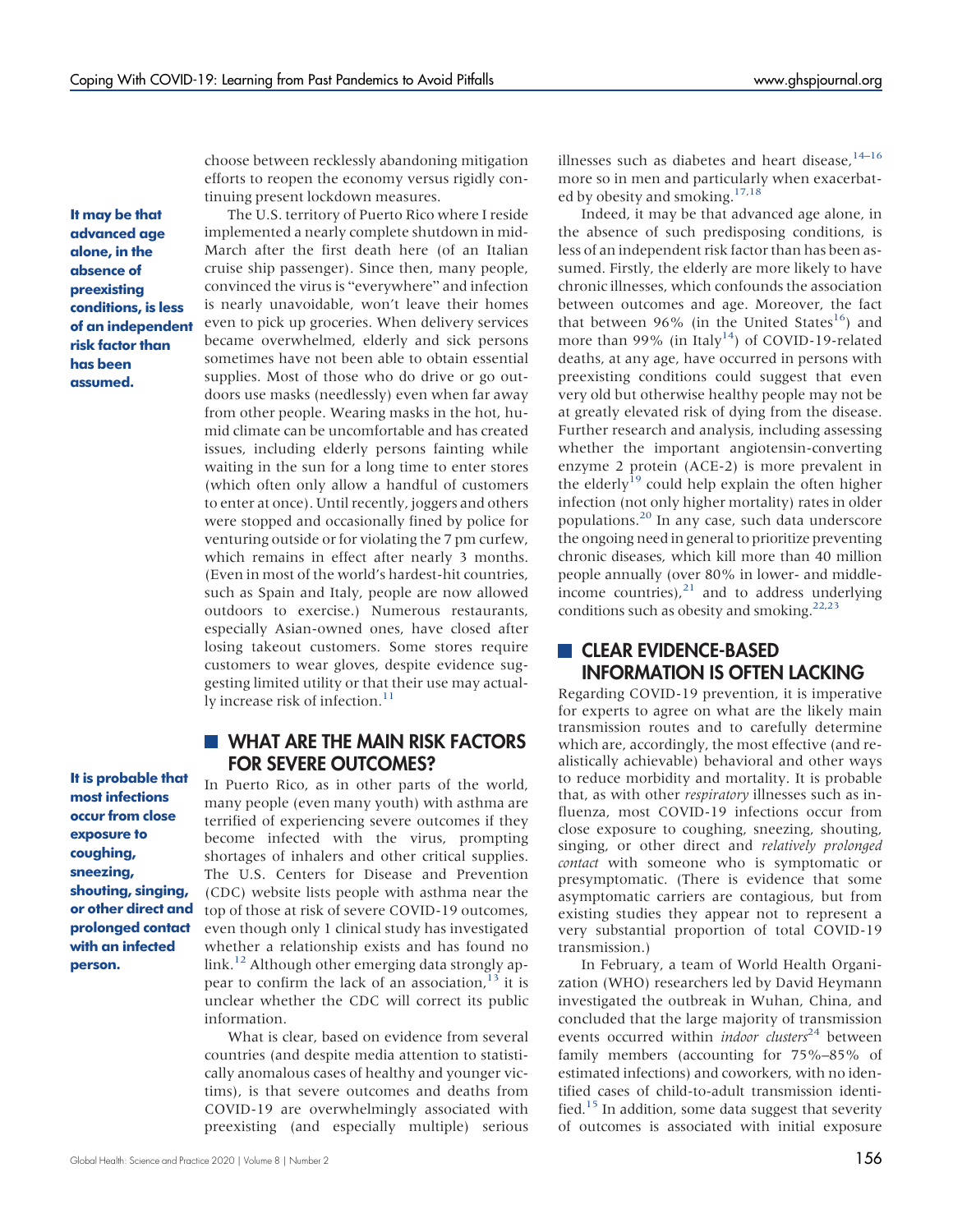choose between recklessly abandoning mitigation efforts to reopen the economy versus rigidly continuing present lockdown measures.

**It may be that advanced age alone, in the absence of preexisting conditions, is less of an independent risk factor than has been assumed.**

The U.S. territory of Puerto Rico where I reside implemented a nearly complete shutdown in mid-March after the first death here (of an Italian cruise ship passenger). Since then, many people, convinced the virus is "everywhere" and infection is nearly unavoidable, won't leave their homes even to pick up groceries. When delivery services became overwhelmed, elderly and sick persons sometimes have not been able to obtain essential supplies. Most of those who do drive or go outdoors use masks (needlessly) even when far away from other people. Wearing masks in the hot, humid climate can be uncomfortable and has created issues, including elderly persons fainting while waiting in the sun for a long time to enter stores (which often only allow a handful of customers to enter at once). Until recently, joggers and others were stopped and occasionally fined by police for venturing outside or for violating the 7 pm curfew, which remains in effect after nearly 3 months. (Even in most of the world's hardest-hit countries, such as Spain and Italy, people are now allowed outdoors to exercise.) Numerous restaurants, especially Asian-owned ones, have closed after losing takeout customers. Some stores require customers to wear gloves, despite evidence suggesting limited utility or that their use may actually increase risk of infection.[11]

## WHAT ARE THE MAIN RISK FACTORS FOR SEVERE OUTCOMES?

**It is probable that most infections occur from close exposure to coughing, sneezing, shouting, singing, or other direct and prolonged contact with an infected person.**

In Puerto Rico, as in other parts of the world, many people (even many youth) with asthma are terrified of experiencing severe outcomes if they become infected with the virus, prompting shortages of inhalers and other critical supplies. The U.S. Centers for Disease and Prevention (CDC) website lists people with asthma near the top of those at risk of severe COVID-19 outcomes, even though only 1 clinical study has investigated whether a relationship exists and has found no link.[12] Although other emerging data strongly appear to confirm the lack of an association,[13] it is unclear whether the CDC will correct its public information.

What is clear, based on evidence from several countries (and despite media attention to statistically anomalous cases of healthy and younger victims), is that severe outcomes and deaths from COVID-19 are overwhelmingly associated with preexisting (and especially multiple) serious illnesses such as diabetes and heart disease,[14–16] more so in men and particularly when exacerbated by obesity and smoking.[17,18]

Indeed, it may be that advanced age alone, in the absence of such predisposing conditions, is less of an independent risk factor than has been assumed. Firstly, the elderly are more likely to have chronic illnesses, which confounds the association between outcomes and age. Moreover, the fact that between 96% (in the United States[16]) and more than 99% (in Italy[14]) of COVID-19-related deaths, at any age, have occurred in persons with preexisting conditions could suggest that even very old but otherwise healthy people may not be at greatly elevated risk of dying from the disease. Further research and analysis, including assessing whether the important angiotensin-converting enzyme 2 protein (ACE-2) is more prevalent in the elderly[19] could help explain the often higher infection (not only higher mortality) rates in older populations.[20] In any case, such data underscore the ongoing need in general to prioritize preventing chronic diseases, which kill more than 40 million people annually (over 80% in lower- and middle-income countries),[21] and to address underlying conditions such as obesity and smoking.[22,23]

## CLEAR EVIDENCE-BASED INFORMATION IS OFTEN LACKING

Regarding COVID-19 prevention, it is imperative for experts to agree on what are the likely main transmission routes and to carefully determine which are, accordingly, the most effective (and realistically achievable) behavioral and other ways to reduce morbidity and mortality. It is probable that, as with other *respiratory* illnesses such as influenza, most COVID-19 infections occur from close exposure to coughing, sneezing, shouting, singing, or other direct and *relatively prolonged contact* with someone who is symptomatic or presymptomatic. (There is evidence that some asymptomatic carriers are contagious, but from existing studies they appear not to represent a very substantial proportion of total COVID-19 transmission.)

In February, a team of World Health Organization (WHO) researchers led by David Heymann investigated the outbreak in Wuhan, China, and concluded that the large majority of transmission events occurred within *indoor clusters*[24] between family members (accounting for 75%–85% of estimated infections) and coworkers, with no identified cases of child-to-adult transmission identified.[15] In addition, some data suggest that severity of outcomes is associated with initial exposure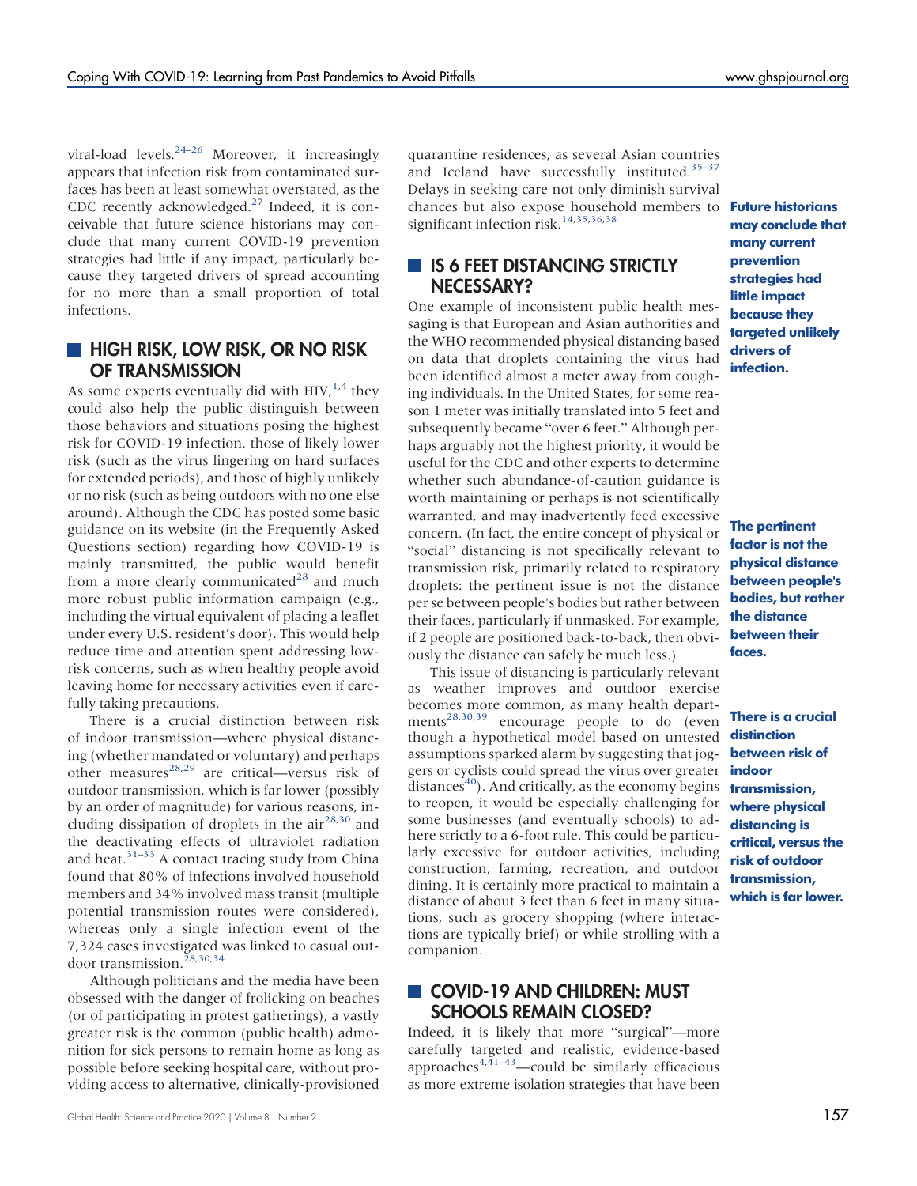viral-load levels.[24–26] Moreover, it increasingly appears that infection risk from contaminated surfaces has been at least somewhat overstated, as the CDC recently acknowledged.[27] Indeed, it is conceivable that future science historians may conclude that many current COVID-19 prevention strategies had little if any impact, particularly because they targeted drivers of spread accounting for no more than a small proportion of total infections.

## HIGH RISK, LOW RISK, OR NO RISK OF TRANSMISSION

As some experts eventually did with HIV,[1,4] they could also help the public distinguish between those behaviors and situations posing the highest risk for COVID-19 infection, those of likely lower risk (such as the virus lingering on hard surfaces for extended periods), and those of highly unlikely or no risk (such as being outdoors with no one else around). Although the CDC has posted some basic guidance on its website (in the Frequently Asked Questions section) regarding how COVID-19 is mainly transmitted, the public would benefit from a more clearly communicated[28] and much more robust public information campaign (e.g., including the virtual equivalent of placing a leaflet under every U.S. resident's door). This would help reduce time and attention spent addressing low-risk concerns, such as when healthy people avoid leaving home for necessary activities even if carefully taking precautions.

There is a crucial distinction between risk of indoor transmission—where physical distancing (whether mandated or voluntary) and perhaps other measures[28,29] are critical—versus risk of outdoor transmission, which is far lower (possibly by an order of magnitude) for various reasons, including dissipation of droplets in the air[28,30] and the deactivating effects of ultraviolet radiation and heat.[31–33] A contact tracing study from China found that 80% of infections involved household members and 34% involved mass transit (multiple potential transmission routes were considered), whereas only a single infection event of the 7,324 cases investigated was linked to casual outdoor transmission.[28,30,34]

Although politicians and the media have been obsessed with the danger of frolicking on beaches (or of participating in protest gatherings), a vastly greater risk is the common (public health) admonition for sick persons to remain home as long as possible before seeking hospital care, without providing access to alternative, clinically-provisioned quarantine residences, as several Asian countries and Iceland have successfully instituted.[35–37] Delays in seeking care not only diminish survival chances but also expose household members to significant infection risk.[14,35,36,38]

**Future historians may conclude that many current prevention strategies had little impact because they targeted unlikely drivers of infection.**

## IS 6 FEET DISTANCING STRICTLY NECESSARY?

One example of inconsistent public health messaging is that European and Asian authorities and the WHO recommended physical distancing based on data that droplets containing the virus had been identified almost a meter away from coughing individuals. In the United States, for some reason 1 meter was initially translated into 5 feet and subsequently became "over 6 feet." Although perhaps arguably not the highest priority, it would be useful for the CDC and other experts to determine whether such abundance-of-caution guidance is worth maintaining or perhaps is not scientifically warranted, and may inadvertently feed excessive concern. (In fact, the entire concept of physical or "social" distancing is not specifically relevant to transmission risk, primarily related to respiratory droplets: the pertinent issue is not the distance per se between people's bodies but rather between their faces, particularly if unmasked. For example, if 2 people are positioned back-to-back, then obviously the distance can safely be much less.)

**The pertinent factor is not the physical distance between people's bodies, but rather the distance between their faces.**

This issue of distancing is particularly relevant as weather improves and outdoor exercise becomes more common, as many health departments[28,30,39] encourage people to do (even though a hypothetical model based on untested assumptions sparked alarm by suggesting that joggers or cyclists could spread the virus over greater distances[40]). And critically, as the economy begins to reopen, it would be especially challenging for some businesses (and eventually schools) to adhere strictly to a 6-foot rule. This could be particularly excessive for outdoor activities, including construction, farming, recreation, and outdoor dining. It is certainly more practical to maintain a distance of about 3 feet than 6 feet in many situations, such as grocery shopping (where interactions are typically brief) or while strolling with a companion.

**There is a crucial distinction between risk of indoor transmission, where physical distancing is critical, versus the risk of outdoor transmission, which is far lower.**

## COVID-19 AND CHILDREN: MUST SCHOOLS REMAIN CLOSED?

Indeed, it is likely that more "surgical"—more carefully targeted and realistic, evidence-based approaches[4,41–43]—could be similarly efficacious as more extreme isolation strategies that have been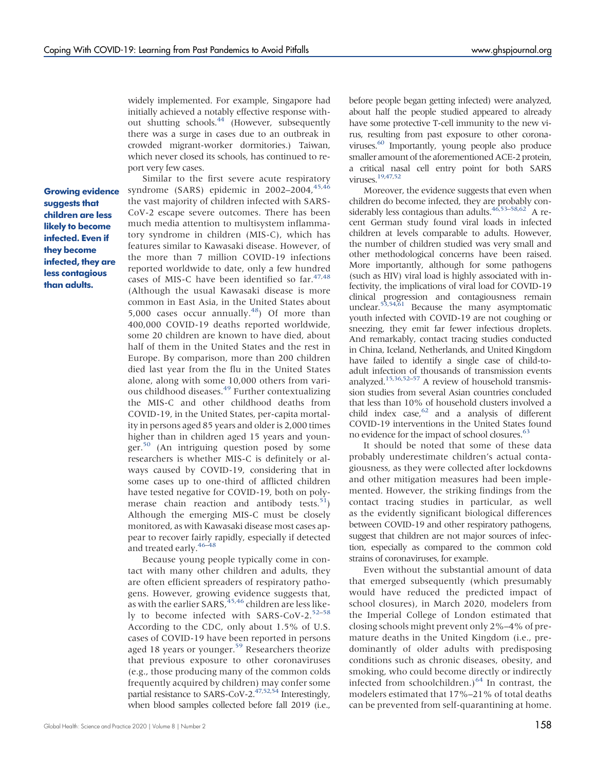widely implemented. For example, Singapore had initially achieved a notably effective response without shutting schools.[44] (However, subsequently there was a surge in cases due to an outbreak in crowded migrant-worker dormitories.) Taiwan, which never closed its schools, has continued to report very few cases.

**Growing evidence suggests that children are less likely to become infected. Even if they become infected, they are less contagious than adults.**

Similar to the first severe acute respiratory syndrome (SARS) epidemic in 2002–2004,[45,46] the vast majority of children infected with SARS-CoV-2 escape severe outcomes. There has been much media attention to multisystem inflammatory syndrome in children (MIS-C), which has features similar to Kawasaki disease. However, of the more than 7 million COVID-19 infections reported worldwide to date, only a few hundred cases of MIS-C have been identified so far.[47,48] (Although the usual Kawasaki disease is more common in East Asia, in the United States about 5,000 cases occur annually.[48]) Of more than 400,000 COVID-19 deaths reported worldwide, some 20 children are known to have died, about half of them in the United States and the rest in Europe. By comparison, more than 200 children died last year from the flu in the United States alone, along with some 10,000 others from various childhood diseases.[49] Further contextualizing the MIS-C and other childhood deaths from COVID-19, in the United States, per-capita mortality in persons aged 85 years and older is 2,000 times higher than in children aged 15 years and younger.[50] (An intriguing question posed by some researchers is whether MIS-C is definitely or always caused by COVID-19, considering that in some cases up to one-third of afflicted children have tested negative for COVID-19, both on polymerase chain reaction and antibody tests.[51]) Although the emerging MIS-C must be closely monitored, as with Kawasaki disease most cases appear to recover fairly rapidly, especially if detected and treated early.[46–48]

Because young people typically come in contact with many other children and adults, they are often efficient spreaders of respiratory pathogens. However, growing evidence suggests that, as with the earlier SARS,[45,46] children are less likely to become infected with SARS-CoV-2.[52–58] According to the CDC, only about 1.5% of U.S. cases of COVID-19 have been reported in persons aged 18 years or younger.[59] Researchers theorize that previous exposure to other coronaviruses (e.g., those producing many of the common colds frequently acquired by children) may confer some partial resistance to SARS-CoV-2.[47,52,54] Interestingly, when blood samples collected before fall 2019 (i.e., before people began getting infected) were analyzed, about half the people studied appeared to already have some protective T-cell immunity to the new virus, resulting from past exposure to other coronaviruses.[60] Importantly, young people also produce smaller amount of the aforementioned ACE-2 protein, a critical nasal cell entry point for both SARS viruses.[19,47,52]

Moreover, the evidence suggests that even when children do become infected, they are probably considerably less contagious than adults.[46,53–58,62] A recent German study found viral loads in infected children at levels comparable to adults. However, the number of children studied was very small and other methodological concerns have been raised. More importantly, although for some pathogens (such as HIV) viral load is highly associated with infectivity, the implications of viral load for COVID-19 clinical progression and contagiousness remain unclear.[53,54,61] Because the many asymptomatic youth infected with COVID-19 are not coughing or sneezing, they emit far fewer infectious droplets. And remarkably, contact tracing studies conducted in China, Iceland, Netherlands, and United Kingdom have failed to identify a single case of child-to-adult infection of thousands of transmission events analyzed.[15,36,52–57] A review of household transmission studies from several Asian countries concluded that less than 10% of household clusters involved a child index case,[62] and a analysis of different COVID-19 interventions in the United States found no evidence for the impact of school closures.[63]

It should be noted that some of these data probably underestimate children's actual contagiousness, as they were collected after lockdowns and other mitigation measures had been implemented. However, the striking findings from the contact tracing studies in particular, as well as the evidently significant biological differences between COVID-19 and other respiratory pathogens, suggest that children are not major sources of infection, especially as compared to the common cold strains of coronaviruses, for example.

Even without the substantial amount of data that emerged subsequently (which presumably would have reduced the predicted impact of school closures), in March 2020, modelers from the Imperial College of London estimated that closing schools might prevent only 2%–4% of premature deaths in the United Kingdom (i.e., predominantly of older adults with predisposing conditions such as chronic diseases, obesity, and smoking, who could become directly or indirectly infected from schoolchildren.)[64] In contrast, the modelers estimated that 17%–21% of total deaths can be prevented from self-quarantining at home.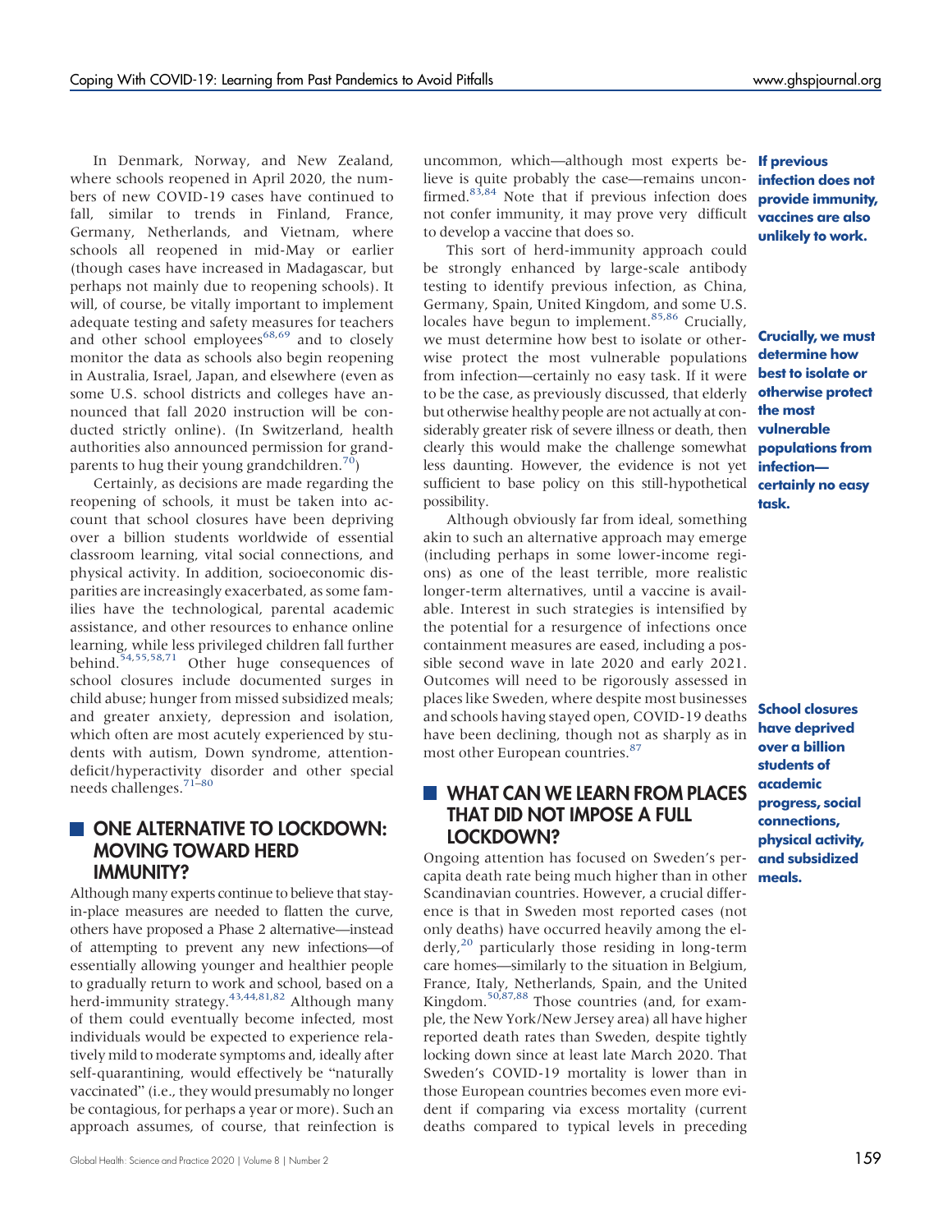In Denmark, Norway, and New Zealand, where schools reopened in April 2020, the numbers of new COVID-19 cases have continued to fall, similar to trends in Finland, France, Germany, Netherlands, and Vietnam, where schools all reopened in mid-May or earlier (though cases have increased in Madagascar, but perhaps not mainly due to reopening schools). It will, of course, be vitally important to implement adequate testing and safety measures for teachers and other school employees[68,69] and to closely monitor the data as schools also begin reopening in Australia, Israel, Japan, and elsewhere (even as some U.S. school districts and colleges have announced that fall 2020 instruction will be conducted strictly online). (In Switzerland, health authorities also announced permission for grandparents to hug their young grandchildren.[70])

Certainly, as decisions are made regarding the reopening of schools, it must be taken into account that school closures have been depriving over a billion students worldwide of essential classroom learning, vital social connections, and physical activity. In addition, socioeconomic disparities are increasingly exacerbated, as some families have the technological, parental academic assistance, and other resources to enhance online learning, while less privileged children fall further behind.[54,55,58,71] Other huge consequences of school closures include documented surges in child abuse; hunger from missed subsidized meals; and greater anxiety, depression and isolation, which often are most acutely experienced by students with autism, Down syndrome, attention-deficit/hyperactivity disorder and other special needs challenges.[71–80]

## ONE ALTERNATIVE TO LOCKDOWN: MOVING TOWARD HERD IMMUNITY?

Although many experts continue to believe that stay-in-place measures are needed to flatten the curve, others have proposed a Phase 2 alternative—instead of attempting to prevent any new infections—of essentially allowing younger and healthier people to gradually return to work and school, based on a herd-immunity strategy.[43,44,81,82] Although many of them could eventually become infected, most individuals would be expected to experience relatively mild to moderate symptoms and, ideally after self-quarantining, would effectively be "naturally vaccinated" (i.e., they would presumably no longer be contagious, for perhaps a year or more). Such an approach assumes, of course, that reinfection is uncommon, which—although most experts believe is quite probably the case—remains unconfirmed.[83,84] Note that if previous infection does not confer immunity, it may prove very difficult to develop a vaccine that does so.

**If previous infection does not provide immunity, vaccines are also unlikely to work.**

This sort of herd-immunity approach could be strongly enhanced by large-scale antibody testing to identify previous infection, as China, Germany, Spain, United Kingdom, and some U.S. locales have begun to implement.[85,86] Crucially, we must determine how best to isolate or otherwise protect the most vulnerable populations from infection—certainly no easy task. If it were to be the case, as previously discussed, that elderly but otherwise healthy people are not actually at considerably greater risk of severe illness or death, then clearly this would make the challenge somewhat less daunting. However, the evidence is not yet sufficient to base policy on this still-hypothetical possibility.

**Crucially, we must determine how best to isolate or otherwise protect the most vulnerable populations from infection—certainly no easy task.**

Although obviously far from ideal, something akin to such an alternative approach may emerge (including perhaps in some lower-income regions) as one of the least terrible, more realistic longer-term alternatives, until a vaccine is available. Interest in such strategies is intensified by the potential for a resurgence of infections once containment measures are eased, including a possible second wave in late 2020 and early 2021. Outcomes will need to be rigorously assessed in places like Sweden, where despite most businesses and schools having stayed open, COVID-19 deaths have been declining, though not as sharply as in most other European countries.[87]

**School closures have deprived over a billion students of academic progress, social connections, physical activity, and subsidized meals.**

## WHAT CAN WE LEARN FROM PLACES THAT DID NOT IMPOSE A FULL LOCKDOWN?

Ongoing attention has focused on Sweden's per-capita death rate being much higher than in other Scandinavian countries. However, a crucial difference is that in Sweden most reported cases (not only deaths) have occurred heavily among the elderly,[20] particularly those residing in long-term care homes—similarly to the situation in Belgium, France, Italy, Netherlands, Spain, and the United Kingdom.[50,87,88] Those countries (and, for example, the New York/New Jersey area) all have higher reported death rates than Sweden, despite tightly locking down since at least late March 2020. That Sweden's COVID-19 mortality is lower than in those European countries becomes even more evident if comparing via excess mortality (current deaths compared to typical levels in preceding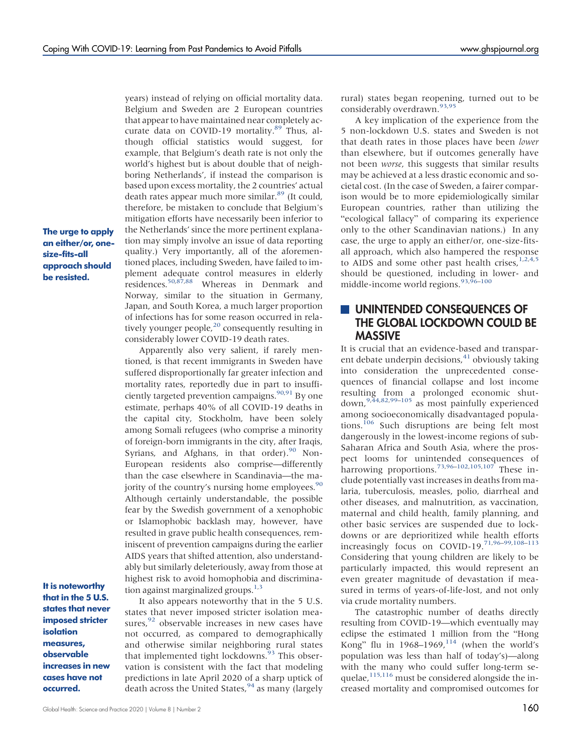years) instead of relying on official mortality data. Belgium and Sweden are 2 European countries that appear to have maintained near completely accurate data on COVID-19 mortality.[89] Thus, although official statistics would suggest, for example, that Belgium's death rate is not only the world's highest but is about double that of neighboring Netherlands', if instead the comparison is based upon excess mortality, the 2 countries' actual death rates appear much more similar.[89] (It could, therefore, be mistaken to conclude that Belgium's mitigation efforts have necessarily been inferior to the Netherlands' since the more pertinent explanation may simply involve an issue of data reporting quality.) Very importantly, all of the aforementioned places, including Sweden, have failed to implement adequate control measures in elderly residences.[50,87,88] Whereas in Denmark and Norway, similar to the situation in Germany, Japan, and South Korea, a much larger proportion of infections has for some reason occurred in relatively younger people,[20] consequently resulting in considerably lower COVID-19 death rates.

**The urge to apply an either/or, one-size-fits-all approach should be resisted.**

Apparently also very salient, if rarely mentioned, is that recent immigrants in Sweden have suffered disproportionally far greater infection and mortality rates, reportedly due in part to insufficiently targeted prevention campaigns.[90,91] By one estimate, perhaps 40% of all COVID-19 deaths in the capital city, Stockholm, have been solely among Somali refugees (who comprise a minority of foreign-born immigrants in the city, after Iraqis, Syrians, and Afghans, in that order).[90] Non-European residents also comprise—differently than the case elsewhere in Scandinavia—the majority of the country's nursing home employees.[90] Although certainly understandable, the possible fear by the Swedish government of a xenophobic or Islamophobic backlash may, however, have resulted in grave public health consequences, reminiscent of prevention campaigns during the earlier AIDS years that shifted attention, also understandably but similarly deleteriously, away from those at highest risk to avoid homophobia and discrimination against marginalized groups.[1,3]

**It is noteworthy that in the 5 U.S. states that never imposed stricter isolation measures, observable increases in new cases have not occurred.**

It also appears noteworthy that in the 5 U.S. states that never imposed stricter isolation measures,[92] observable increases in new cases have not occurred, as compared to demographically and otherwise similar neighboring rural states that implemented tight lockdowns.[93] This observation is consistent with the fact that modeling predictions in late April 2020 of a sharp uptick of death across the United States,[94] as many (largely rural) states began reopening, turned out to be considerably overdrawn.[93,95]

A key implication of the experience from the 5 non-lockdown U.S. states and Sweden is not that death rates in those places have been *lower* than elsewhere, but if outcomes generally have not been *worse*, this suggests that similar results may be achieved at a less drastic economic and societal cost. (In the case of Sweden, a fairer comparison would be to more epidemiologically similar European countries, rather than utilizing the "ecological fallacy" of comparing its experience only to the other Scandinavian nations.) In any case, the urge to apply an either/or, one-size-fits-all approach, which also hampered the response to AIDS and some other past health crises,[1,2,4,5] should be questioned, including in lower- and middle-income world regions.[93,96–100]

## UNINTENDED CONSEQUENCES OF THE GLOBAL LOCKDOWN COULD BE MASSIVE

It is crucial that an evidence-based and transparent debate underpin decisions,[41] obviously taking into consideration the unprecedented consequences of financial collapse and lost income resulting from a prolonged economic shutdown,[9,44,82,99–105] as most painfully experienced among socioeconomically disadvantaged populations.[106] Such disruptions are being felt most dangerously in the lowest-income regions of sub-Saharan Africa and South Asia, where the prospect looms for unintended consequences of harrowing proportions.[73,96–102,105,107] These include potentially vast increases in deaths from malaria, tuberculosis, measles, polio, diarrheal and other diseases, and malnutrition, as vaccination, maternal and child health, family planning, and other basic services are suspended due to lockdowns or are deprioritized while health efforts increasingly focus on COVID-19.[71,96–99,108–113] Considering that young children are likely to be particularly impacted, this would represent an even greater magnitude of devastation if measured in terms of years-of-life-lost, and not only via crude mortality numbers.

The catastrophic number of deaths directly resulting from COVID-19—which eventually may eclipse the estimated 1 million from the "Hong Kong" flu in 1968–1969,[114] (when the world's population was less than half of today's)—along with the many who could suffer long-term sequelae,[115,116] must be considered alongside the increased mortality and compromised outcomes for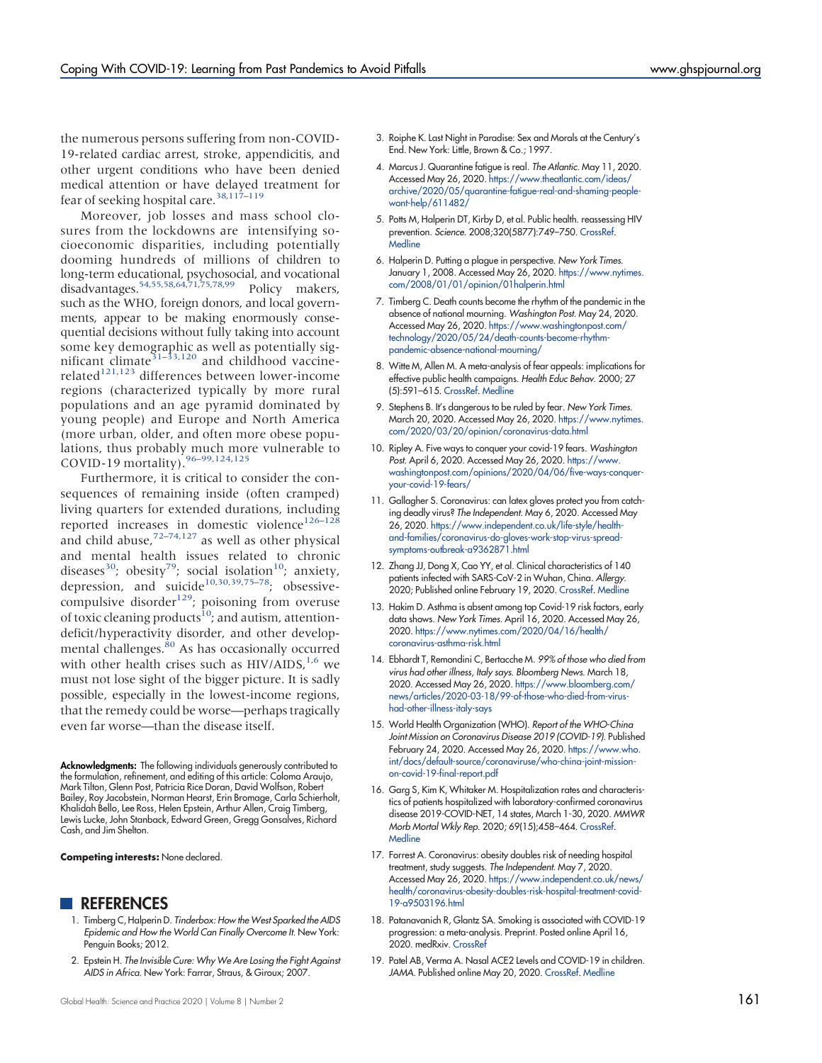the numerous persons suffering from non-COVID-19-related cardiac arrest, stroke, appendicitis, and other urgent conditions who have been denied medical attention or have delayed treatment for fear of seeking hospital care.[38,117–119]

Moreover, job losses and mass school closures from the lockdowns are intensifying socioeconomic disparities, including potentially dooming hundreds of millions of children to long-term educational, psychosocial, and vocational disadvantages.[54,55,58,64,71,75,78,99] Policy makers, such as the WHO, foreign donors, and local governments, appear to be making enormously consequential decisions without fully taking into account some key demographic as well as potentially significant climate[31–33,120] and childhood vaccine-related[121,123] differences between lower-income regions (characterized typically by more rural populations and an age pyramid dominated by young people) and Europe and North America (more urban, older, and often more obese populations, thus probably much more vulnerable to COVID-19 mortality).[96–99,124,125]

Furthermore, it is critical to consider the consequences of remaining inside (often cramped) living quarters for extended durations, including reported increases in domestic violence[126–128] and child abuse,[72–74,127] as well as other physical and mental health issues related to chronic diseases[30]; obesity[79]; social isolation[10]; anxiety, depression, and suicide[10,30,39,75–78]; obsessive-compulsive disorder[129]; poisoning from overuse of toxic cleaning products[10]; and autism, attention-deficit/hyperactivity disorder, and other developmental challenges.[80] As has occasionally occurred with other health crises such as HIV/AIDS,[1,6] we must not lose sight of the bigger picture. It is sadly possible, especially in the lowest-income regions, that the remedy could be worse—perhaps tragically even far worse—than the disease itself.

**Acknowledgments:** The following individuals generously contributed to the formulation, refinement, and editing of this article: Coloma Araujo, Mark Tilton, Glenn Post, Patricia Rice Doran, David Wolfson, Robert Bailey, Roy Jacobstein, Norman Hearst, Erin Bromage, Carla Schierholt, Khalidah Bello, Lee Ross, Helen Epstein, Arthur Allen, Craig Timberg, Lewis Lucke, John Stanback, Edward Green, Gregg Gonsalves, Richard Cash, and Jim Shelton.

**Competing interests:** None declared.

## REFERENCES

1. Timberg C, Halperin D. *Tinderbox: How the West Sparked the AIDS Epidemic and How the World Can Finally Overcome It.* New York: Penguin Books; 2012.
2. Epstein H. *The Invisible Cure: Why We Are Losing the Fight Against AIDS in Africa.* New York: Farrar, Straus, & Giroux; 2007.
3. Roiphe K. Last Night in Paradise: Sex and Morals at the Century's End. New York: Little, Brown & Co.; 1997.
4. Marcus J. Quarantine fatigue is real. *The Atlantic.* May 11, 2020. Accessed May 26, 2020. https://www.theatlantic.com/ideas/archive/2020/05/quarantine-fatigue-real-and-shaming-people-wont-help/611482/
5. Potts M, Halperin DT, Kirby D, et al. Public health. reassessing HIV prevention. *Science.* 2008;320(5877):749–750. CrossRef. Medline
6. Halperin D. Putting a plague in perspective. *New York Times.* January 1, 2008. Accessed May 26, 2020. https://www.nytimes.com/2008/01/01/opinion/01halperin.html
7. Timberg C. Death counts become the rhythm of the pandemic in the absence of national mourning. *Washington Post.* May 24, 2020. Accessed May 26, 2020. https://www.washingtonpost.com/technology/2020/05/24/death-counts-become-rhythm-pandemic-absence-national-mourning/
8. Witte M, Allen M. A meta-analysis of fear appeals: implications for effective public health campaigns. *Health Educ Behav.* 2000; 27 (5):591–615. CrossRef. Medline
9. Stephens B. It's dangerous to be ruled by fear. *New York Times.* March 20, 2020. Accessed May 26, 2020. https://www.nytimes.com/2020/03/20/opinion/coronavirus-data.html
10. Ripley A. Five ways to conquer your covid-19 fears. *Washington Post.* April 6, 2020. Accessed May 26, 2020. https://www.washingtonpost.com/opinions/2020/04/06/five-ways-conquer-your-covid-19-fears/
11. Gallagher S. Coronavirus: can latex gloves protect you from catching deadly virus? *The Independent.* May 6, 2020. Accessed May 26, 2020. https://www.independent.co.uk/life-style/health-and-families/coronavirus-do-gloves-work-stop-virus-spread-symptoms-outbreak-a9362871.html
12. Zhang JJ, Dong X, Cao YY, et al. Clinical characteristics of 140 patients infected with SARS-CoV-2 in Wuhan, China. *Allergy.* 2020; Published online February 19, 2020. CrossRef. Medline
13. Hakim D. Asthma is absent among top Covid-19 risk factors, early data shows. *New York Times.* April 16, 2020. Accessed May 26, 2020. https://www.nytimes.com/2020/04/16/health/coronavirus-asthma-risk.html
14. Ebhardt T, Remondini C, Bertacche M. *99% of those who died from virus had other illness, Italy says. Bloomberg News.* March 18, 2020. Accessed May 26, 2020. https://www.bloomberg.com/news/articles/2020-03-18/99-of-those-who-died-from-virus-had-other-illness-italy-says
15. World Health Organization (WHO). *Report of the WHO-China Joint Mission on Coronavirus Disease 2019 (COVID-19).* Published February 24, 2020. Accessed May 26, 2020. https://www.who.int/docs/default-source/coronaviruse/who-china-joint-mission-on-covid-19-final-report.pdf
16. Garg S, Kim K, Whitaker M. Hospitalization rates and characteristics of patients hospitalized with laboratory-confirmed coronavirus disease 2019-COVID-NET, 14 states, March 1-30, 2020. *MMWR Morb Mortal Wkly Rep.* 2020; 69(15);458–464. CrossRef. Medline
17. Forrest A. Coronavirus: obesity doubles risk of needing hospital treatment, study suggests. *The Independent.* May 7, 2020. Accessed May 26, 2020. https://www.independent.co.uk/news/health/coronavirus-obesity-doubles-risk-hospital-treatment-covid-19-a9503196.html
18. Patanavanich R, Glantz SA. Smoking is associated with COVID-19 progression: a meta-analysis. Preprint. Posted online April 16, 2020. medRxiv. CrossRef
19. Patel AB, Verma A. Nasal ACE2 Levels and COVID-19 in children. *JAMA.* Published online May 20, 2020. CrossRef. Medline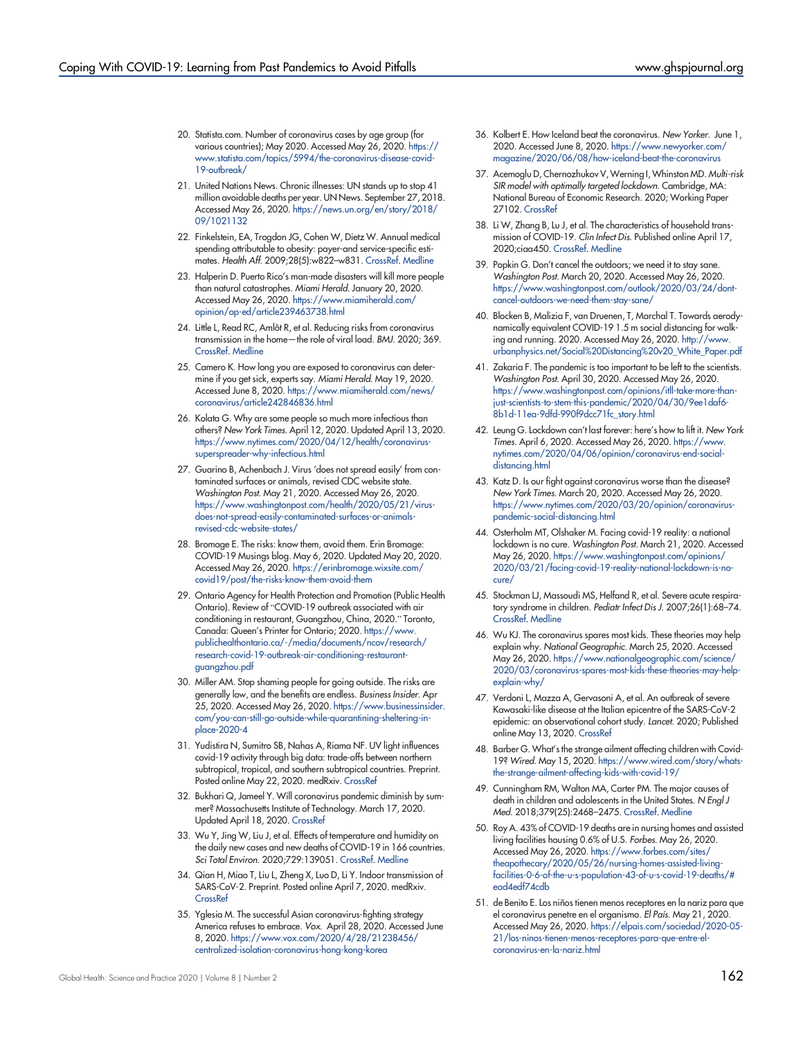20. Statista.com. Number of coronavirus cases by age group (for various countries); May 2020. Accessed May 26, 2020. https://www.statista.com/topics/5994/the-coronavirus-disease-covid-19-outbreak/
21. United Nations News. Chronic illnesses: UN stands up to stop 41 million avoidable deaths per year. UN News. September 27, 2018. Accessed May 26, 2020. https://news.un.org/en/story/2018/09/1021132
22. Finkelstein, EA, Trogdon JG, Cohen W, Dietz W. Annual medical spending attributable to obesity: payer-and service-specific estimates. *Health Aff.* 2009;28(5):w822–w831. CrossRef. Medline
23. Halperin D. Puerto Rico's man-made disasters will kill more people than natural catastrophes. *Miami Herald.* January 20, 2020. Accessed May 26, 2020. https://www.miamiherald.com/opinion/op-ed/article239463738.html
24. Little L, Read RC, Amlôt R, et al. Reducing risks from coronavirus transmission in the home—the role of viral load. *BMJ.* 2020; 369. CrossRef. Medline
25. Camero K. How long you are exposed to coronavirus can determine if you get sick, experts say. *Miami Herald.* May 19, 2020. Accessed June 8, 2020. https://www.miamiherald.com/news/coronavirus/article242846836.html
26. Kolata G. Why are some people so much more infectious than others? *New York Times.* April 12, 2020. Updated April 13, 2020. https://www.nytimes.com/2020/04/12/health/coronavirus-superspreader-why-infectious.html
27. Guarino B, Achenbach J. Virus 'does not spread easily' from contaminated surfaces or animals, revised CDC website state. *Washington Post.* May 21, 2020. Accessed May 26, 2020. https://www.washingtonpost.com/health/2020/05/21/virus-does-not-spread-easily-contaminated-surfaces-or-animals-revised-cdc-website-states/
28. Bromage E. The risks: know them, avoid them. Erin Bromage: COVID-19 Musings blog. May 6, 2020. Updated May 20, 2020. Accessed May 26, 2020. https://erinbromage.wixsite.com/covid19/post/the-risks-know-them-avoid-them
29. Ontario Agency for Health Protection and Promotion (Public Health Ontario). Review of "COVID-19 outbreak associated with air conditioning in restaurant, Guangzhou, China, 2020." Toronto, Canada: Queen's Printer for Ontario; 2020. https://www.publichealthontario.ca/-/media/documents/ncov/research/research-covid-19-outbreak-air-conditioning-restaurant-guangzhou.pdf
30. Miller AM. Stop shaming people for going outside. The risks are generally low, and the benefits are endless. *Business Insider.* Apr 25, 2020. Accessed May 26, 2020. https://www.businessinsider.com/you-can-still-go-outside-while-quarantining-sheltering-in-place-2020-4
31. Yudistira N, Sumitro SB, Nahas A, Riama NF. UV light influences covid-19 activity through big data: trade-offs between northern subtropical, tropical, and southern subtropical countries. Preprint. Posted online May 22, 2020. medRxiv. CrossRef
32. Bukhari Q, Jameel Y. Will coronavirus pandemic diminish by summer? Massachusetts Institute of Technology. March 17, 2020. Updated April 18, 2020. CrossRef
33. Wu Y, Jing W, Liu J, et al. Effects of temperature and humidity on the daily new cases and new deaths of COVID-19 in 166 countries. *Sci Total Environ.* 2020;729:139051. CrossRef. Medline
34. Qian H, Miao T, Liu L, Zheng X, Luo D, Li Y. Indoor transmission of SARS-CoV-2. Preprint. Posted online April 7, 2020. medRxiv. CrossRef
35. Yglesia M. The successful Asian coronavirus-fighting strategy America refuses to embrace. *Vox.* April 28, 2020. Accessed June 8, 2020. https://www.vox.com/2020/4/28/21238456/centralized-isolation-coronavirus-hong-kong-korea
36. Kolbert E. How Iceland beat the coronavirus. *New Yorker.* June 1, 2020. Accessed June 8, 2020. https://www.newyorker.com/magazine/2020/06/08/how-iceland-beat-the-coronavirus
37. Acemoglu D, Chernozhukov V, Werning I, Whinston MD. *Multi-risk SIR model with optimally targeted lockdown.* Cambridge, MA: National Bureau of Economic Research. 2020; Working Paper 27102. CrossRef
38. Li W, Zhang B, Lu J, et al. The characteristics of household transmission of COVID-19. *Clin Infect Dis.* Published online April 17, 2020;ciaa450. CrossRef. Medline
39. Popkin G. Don't cancel the outdoors; we need it to stay sane. *Washington Post.* March 20, 2020. Accessed May 26, 2020. https://www.washingtonpost.com/outlook/2020/03/24/dont-cancel-outdoors-we-need-them-stay-sane/
40. Blocken B, Malizia F, van Druenen, T, Marchal T. Towards aerodynamically equivalent COVID-19 1.5 m social distancing for walking and running. 2020. Accessed May 26, 2020. http://www.urbanphysics.net/Social%20Distancing%20v20_White_Paper.pdf
41. Zakaria F. The pandemic is too important to be left to the scientists. *Washington Post.* April 30, 2020. Accessed May 26, 2020. https://www.washingtonpost.com/opinions/itll-take-more-than-just-scientists-to-stem-this-pandemic/2020/04/30/9ee1daf6-8b1d-11ea-9dfd-990f9dcc71fc_story.html
42. Leung G. Lockdown can't last forever: here's how to lift it. *New York Times.* April 6, 2020. Accessed May 26, 2020. https://www.nytimes.com/2020/04/06/opinion/coronavirus-end-social-distancing.html
43. Katz D. Is our fight against coronavirus worse than the disease? *New York Times.* March 20, 2020. Accessed May 26, 2020. https://www.nytimes.com/2020/03/20/opinion/coronavirus-pandemic-social-distancing.html
44. Osterholm MT, Olshaker M. Facing covid-19 reality: a national lockdown is no cure. *Washington Post.* March 21, 2020. Accessed May 26, 2020. https://www.washingtonpost.com/opinions/2020/03/21/facing-covid-19-reality-national-lockdown-is-no-cure/
45. Stockman LJ, Massoudi MS, Helfand R, et al. Severe acute respiratory syndrome in children. *Pediatr Infect Dis J.* 2007;26(1):68–74. CrossRef. Medline
46. Wu KJ. The coronavirus spares most kids. These theories may help explain why. *National Geographic.* March 25, 2020. Accessed May 26, 2020. https://www.nationalgeographic.com/science/2020/03/coronavirus-spares-most-kids-these-theories-may-help-explain-why/
47. Verdoni L, Mazza A, Gervasoni A, et al. An outbreak of severe Kawasaki-like disease at the Italian epicentre of the SARS-CoV-2 epidemic: an observational cohort study. *Lancet.* 2020; Published online May 13, 2020. CrossRef
48. Barber G. What's the strange ailment affecting children with Covid-19? *Wired.* May 15, 2020. https://www.wired.com/story/whats-the-strange-ailment-affecting-kids-with-covid-19/
49. Cunningham RM, Walton MA, Carter PM. The major causes of death in children and adolescents in the United States. *N Engl J Med.* 2018;379(25):2468–2475. CrossRef. Medline
50. Roy A. 43% of COVID-19 deaths are in nursing homes and assisted living facilities housing 0.6% of U.S. *Forbes.* May 26, 2020. Accessed May 26, 2020. https://www.forbes.com/sites/theapothecary/2020/05/26/nursing-homes-assisted-living-facilities-0-6-of-the-u-s-population-43-of-u-s-covid-19-deaths/#ead4edf74cdb
51. de Benito E. Los niños tienen menos receptores en la nariz para que el coronavirus penetre en el organismo. *El País.* May 21, 2020. Accessed May 26, 2020. https://elpais.com/sociedad/2020-05-21/los-ninos-tienen-menos-receptores-para-que-entre-el-coronavirus-en-la-nariz.html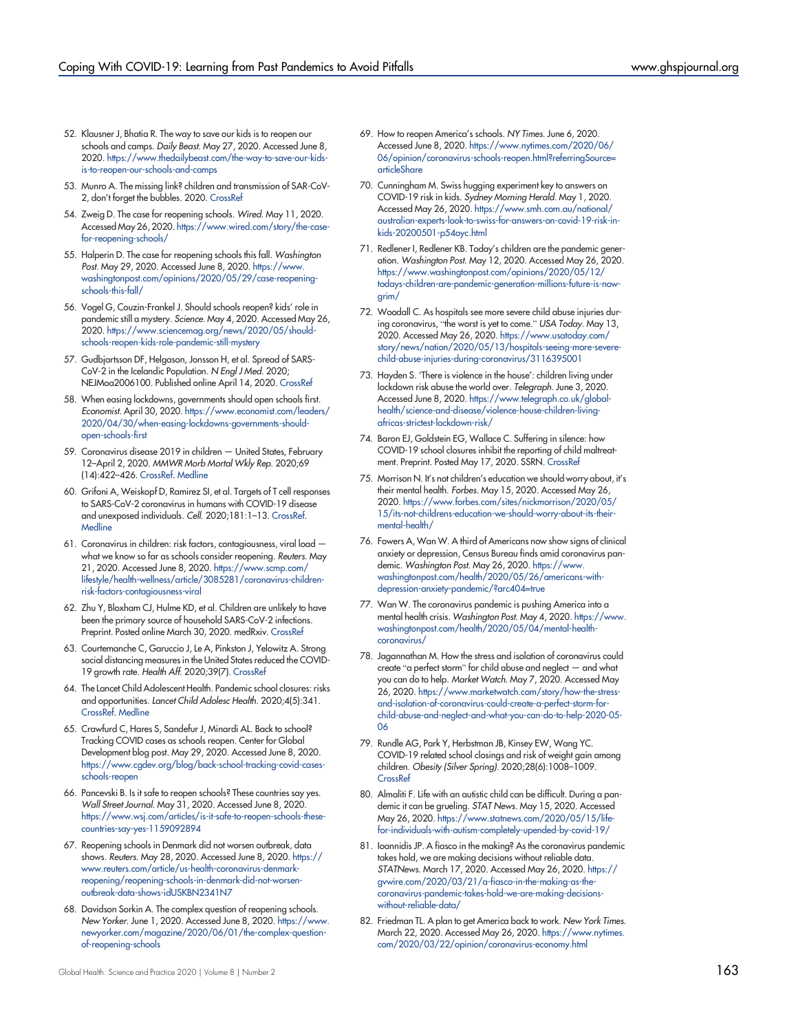52. Klausner J, Bhatia R. The way to save our kids is to reopen our schools and camps. *Daily Beast*. May 27, 2020. Accessed June 8, 2020. https://www.thedailybeast.com/the-way-to-save-our-kids-is-to-reopen-our-schools-and-camps
53. Munro A. The missing link? children and transmission of SAR-CoV-2, don't forget the bubbles. 2020. CrossRef
54. Zweig D. The case for reopening schools. *Wired*. May 11, 2020. Accessed May 26, 2020. https://www.wired.com/story/the-case-for-reopening-schools/
55. Halperin D. The case for reopening schools this fall. *Washington Post*. May 29, 2020. Accessed June 8, 2020. https://www.washingtonpost.com/opinions/2020/05/29/case-reopening-schools-this-fall/
56. Vogel G, Couzin-Frankel J. Should schools reopen? kids' role in pandemic still a mystery. *Science*. May 4, 2020. Accessed May 26, 2020. https://www.sciencemag.org/news/2020/05/should-schools-reopen-kids-role-pandemic-still-mystery
57. Gudbjartsson DF, Helgason, Jonsson H, et al. Spread of SARS-CoV-2 in the Icelandic Population. *N Engl J Med*. 2020; NEJMoa2006100. Published online April 14, 2020. CrossRef
58. When easing lockdowns, governments should open schools first. *Economist*. April 30, 2020. https://www.economist.com/leaders/2020/04/30/when-easing-lockdowns-governments-should-open-schools-first
59. Coronavirus disease 2019 in children — United States, February 12–April 2, 2020. *MMWR Morb Mortal Wkly Rep*. 2020;69 (14):422–426. CrossRef. Medline
60. Grifoni A, Weiskopf D, Ramirez SI, et al. Targets of T cell responses to SARS-CoV-2 coronavirus in humans with COVID-19 disease and unexposed individuals. *Cell*. 2020;181:1–13. CrossRef. Medline
61. Coronavirus in children: risk factors, contagiousness, viral load — what we know so far as schools consider reopening. *Reuters*. May 21, 2020. Accessed June 8, 2020. https://www.scmp.com/lifestyle/health-wellness/article/3085281/coronavirus-children-risk-factors-contagiousness-viral
62. Zhu Y, Bloxham CJ, Hulme KD, et al. Children are unlikely to have been the primary source of household SARS-CoV-2 infections. Preprint. Posted online March 30, 2020. medRxiv. CrossRef
63. Courtemanche C, Garuccio J, Le A, Pinkston J, Yelowitz A. Strong social distancing measures in the United States reduced the COVID-19 growth rate. *Health Aff*. 2020;39(7). CrossRef
64. The Lancet Child Adolescent Health. Pandemic school closures: risks and opportunities. *Lancet Child Adolesc Health*. 2020;4(5):341. CrossRef. Medline
65. Crawfurd C, Hares S, Sandefur J, Minardi AL. Back to school? Tracking COVID cases as schools reopen. Center for Global Development blog post. May 29, 2020. Accessed June 8, 2020. https://www.cgdev.org/blog/back-school-tracking-covid-cases-schools-reopen
66. Pancevski B. Is it safe to reopen schools? These countries say yes. *Wall Street Journal*. May 31, 2020. Accessed June 8, 2020. https://www.wsj.com/articles/is-it-safe-to-reopen-schools-these-countries-say-yes-11590928994
67. Reopening schools in Denmark did not worsen outbreak, data shows. *Reuters*. May 28, 2020. Accessed June 8, 2020. https://www.reuters.com/article/us-health-coronavirus-denmark-reopening/reopening-schools-in-denmark-did-not-worsen-outbreak-data-shows-idUSKBN2341N7
68. Davidson Sorkin A. The complex question of reopening schools. *New Yorker*. June 1, 2020. Accessed June 8, 2020. https://www.newyorker.com/magazine/2020/06/01/the-complex-question-of-reopening-schools
69. How to reopen America's schools. *NY Times*. June 6, 2020. Accessed June 8, 2020. https://www.nytimes.com/2020/06/06/opinion/coronavirus-schools-reopen.html?referringSource=articleShare
70. Cunningham M. Swiss hugging experiment key to answers on COVID-19 risk in kids. *Sydney Morning Herald*. May 1, 2020. Accessed May 26, 2020. https://www.smh.com.au/national/australian-experts-look-to-swiss-for-answers-on-covid-19-risk-in-kids-20200501-p54oyc.html
71. Redlener I, Redlener KB. Today's children are the pandemic generation. *Washington Post*. May 12, 2020. Accessed May 26, 2020. https://www.washingtonpost.com/opinions/2020/05/12/todays-children-are-pandemic-generation-millions-future-is-now-grim/
72. Woodall C. As hospitals see more severe child abuse injuries during coronavirus, "the worst is yet to come." *USA Today*. May 13, 2020. Accessed May 26, 2020. https://www.usatoday.com/story/news/nation/2020/05/13/hospitals-seeing-more-severe-child-abuse-injuries-during-coronavirus/3116395001
73. Hayden S. 'There is violence in the house': children living under lockdown risk abuse the world over. *Telegraph*. June 3, 2020. Accessed June 8, 2020. https://www.telegraph.co.uk/global-health/science-and-disease/violence-house-children-living-africas-strictest-lockdown-risk/
74. Baron EJ, Goldstein EG, Wallace C. Suffering in silence: how COVID-19 school closures inhibit the reporting of child maltreatment. Preprint. Posted May 17, 2020. SSRN. CrossRef
75. Morrison N. It's not children's education we should worry about, it's their mental health. *Forbes*. May 15, 2020. Accessed May 26, 2020. https://www.forbes.com/sites/nickmorrison/2020/05/15/its-not-childrens-education-we-should-worry-about-its-their-mental-health/
76. Fowers A, Wan W. A third of Americans now show signs of clinical anxiety or depression, Census Bureau finds amid coronavirus pandemic. *Washington Post*. May 26, 2020. https://www.washingtonpost.com/health/2020/05/26/americans-with-depression-anxiety-pandemic/?arc404=true
77. Wan W. The coronavirus pandemic is pushing America into a mental health crisis. *Washington Post*. May 4, 2020. https://www.washingtonpost.com/health/2020/05/04/mental-health-coronavirus/
78. Jagannathan M. How the stress and isolation of coronavirus could create "a perfect storm" for child abuse and neglect — and what you can do to help. *Market Watch*. May 7, 2020. Accessed May 26, 2020. https://www.marketwatch.com/story/how-the-stress-and-isolation-of-coronavirus-could-create-a-perfect-storm-for-child-abuse-and-neglect-and-what-you-can-do-to-help-2020-05-06
79. Rundle AG, Park Y, Herbstman JB, Kinsey EW, Wang YC. COVID-19 related school closings and risk of weight gain among children. *Obesity (Silver Spring)*. 2020;28(6):1008–1009. CrossRef
80. Almaliti F. Life with an autistic child can be difficult. During a pandemic it can be grueling. *STAT News*. May 15, 2020. Accessed May 26, 2020. https://www.statnews.com/2020/05/15/life-for-individuals-with-autism-completely-upended-by-covid-19/
81. Ioannidis JP. A fiasco in the making? As the coronavirus pandemic takes hold, we are making decisions without reliable data. *STATNews*. March 17, 2020. Accessed May 26, 2020. https://gvwire.com/2020/03/21/a-fiasco-in-the-making-as-the-coronavirus-pandemic-takes-hold-we-are-making-decisions-without-reliable-data/
82. Friedman TL. A plan to get America back to work. *New York Times*. March 22, 2020. Accessed May 26, 2020. https://www.nytimes.com/2020/03/22/opinion/coronavirus-economy.html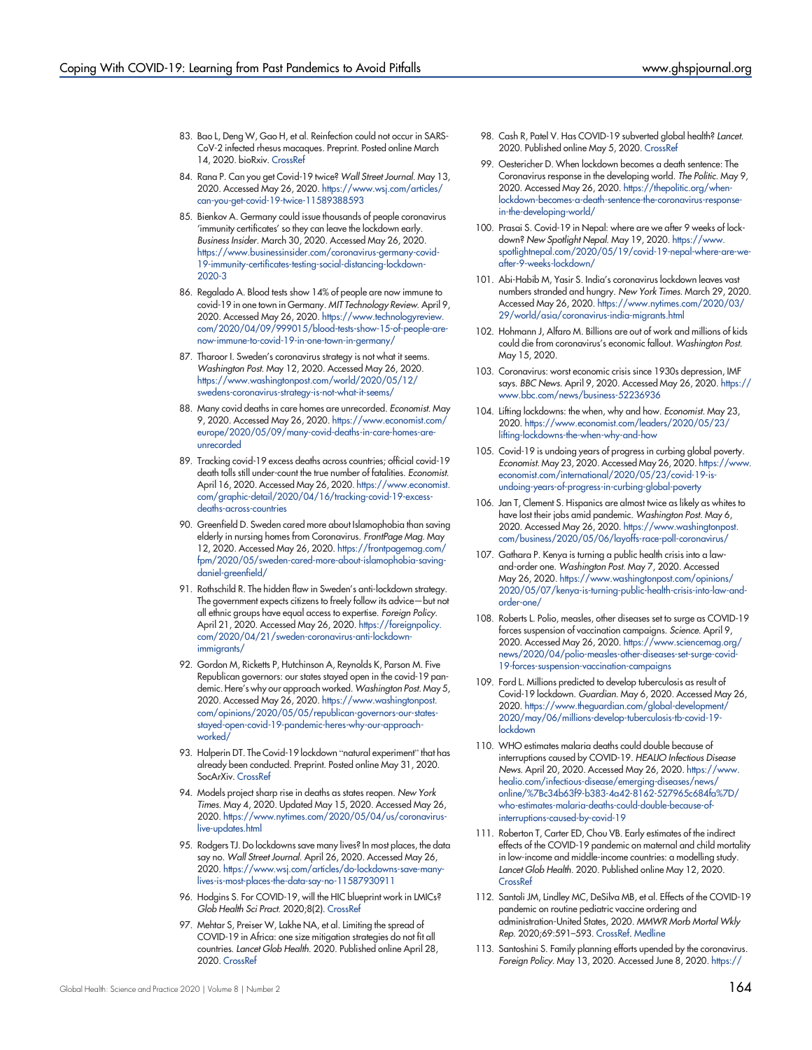83. Bao L, Deng W, Gao H, et al. Reinfection could not occur in SARS-CoV-2 infected rhesus macaques. Preprint. Posted online March 14, 2020. bioRxiv. CrossRef

84. Rana P. Can you get Covid-19 twice? *Wall Street Journal*. May 13, 2020. Accessed May 26, 2020. https://www.wsj.com/articles/can-you-get-covid-19-twice-11589388593

85. Bienkov A. Germany could issue thousands of people coronavirus 'immunity certificates' so they can leave the lockdown early. *Business Insider*. March 30, 2020. Accessed May 26, 2020. https://www.businessinsider.com/coronavirus-germany-covid-19-immunity-certificates-testing-social-distancing-lockdown-2020-3

86. Regalado A. Blood tests show 14% of people are now immune to covid-19 in one town in Germany. *MIT Technology Review*. April 9, 2020. Accessed May 26, 2020. https://www.technologyreview.com/2020/04/09/999015/blood-tests-show-15-of-people-are-now-immune-to-covid-19-in-one-town-in-germany/

87. Tharoor I. Sweden's coronavirus strategy is not what it seems. *Washington Post*. May 12, 2020. Accessed May 26, 2020. https://www.washingtonpost.com/world/2020/05/12/swedens-coronavirus-strategy-is-not-what-it-seems/

88. Many covid deaths in care homes are unrecorded. *Economist*. May 9, 2020. Accessed May 26, 2020. https://www.economist.com/europe/2020/05/09/many-covid-deaths-in-care-homes-are-unrecorded

89. Tracking covid-19 excess deaths across countries; official covid-19 death tolls still under-count the true number of fatalities. *Economist*. April 16, 2020. Accessed May 26, 2020. https://www.economist.com/graphic-detail/2020/04/16/tracking-covid-19-excess-deaths-across-countries

90. Greenfield D. Sweden cared more about Islamophobia than saving elderly in nursing homes from Coronavirus. *FrontPage Mag*. May 12, 2020. Accessed May 26, 2020. https://frontpagemag.com/fpm/2020/05/sweden-cared-more-about-islamophobia-saving-daniel-greenfield/

91. Rothschild R. The hidden flaw in Sweden's anti-lockdown strategy. The government expects citizens to freely follow its advice—but not all ethnic groups have equal access to expertise. *Foreign Policy*. April 21, 2020. Accessed May 26, 2020. https://foreignpolicy.com/2020/04/21/sweden-coronavirus-anti-lockdown-immigrants/

92. Gordon M, Ricketts P, Hutchinson A, Reynolds K, Parson M. Five Republican governors: our states stayed open in the covid-19 pandemic. Here's why our approach worked. *Washington Post*. May 5, 2020. Accessed May 26, 2020. https://www.washingtonpost.com/opinions/2020/05/05/republican-governors-our-states-stayed-open-covid-19-pandemic-heres-why-our-approach-worked/

93. Halperin DT. The Covid-19 lockdown "natural experiment" that has already been conducted. Preprint. Posted online May 31, 2020. SocArXiv. CrossRef

94. Models project sharp rise in deaths as states reopen. *New York Times*. May 4, 2020. Updated May 15, 2020. Accessed May 26, 2020. https://www.nytimes.com/2020/05/04/us/coronavirus-live-updates.html

95. Rodgers TJ. Do lockdowns save many lives? In most places, the data say no. *Wall Street Journal*. April 26, 2020. Accessed May 26, 2020. https://www.wsj.com/articles/do-lockdowns-save-many-lives-is-most-places-the-data-say-no-11587930911

96. Hodgins S. For COVID-19, will the HIC blueprint work in LMICs? *Glob Health Sci Pract*. 2020;8(2). CrossRef

97. Mehtar S, Preiser W, Lakhe NA, et al. Limiting the spread of COVID-19 in Africa: one size mitigation strategies do not fit all countries. *Lancet Glob Health*. 2020. Published online April 28, 2020. CrossRef

98. Cash R, Patel V. Has COVID-19 subverted global health? *Lancet*. 2020. Published online May 5, 2020. CrossRef

99. Oesterich D. When lockdown becomes a death sentence: The Coronavirus response in the developing world. *The Politic*. May 9, 2020. Accessed May 26, 2020. https://thepolitic.org/when-lockdown-becomes-a-death-sentence-the-coronavirus-response-in-the-developing-world/

100. Prasai S. Covid-19 in Nepal: where are we after 9 weeks of lockdown? *New Spotlight Nepal*. May 19, 2020. https://www.spotlightnepal.com/2020/05/19/covid-19-nepal-where-are-we-after-9-weeks-lockdown/

101. Abi-Habib M, Yasir S. India's coronavirus lockdown leaves vast numbers stranded and hungry. *New York Times*. March 29, 2020. Accessed May 26, 2020. https://www.nytimes.com/2020/03/29/world/asia/coronavirus-india-migrants.html

102. Hohmann J, Alfaro M. Billions are out of work and millions of kids could die from coronavirus's economic fallout. *Washington Post*. May 15, 2020.

103. Coronavirus: worst economic crisis since 1930s depression, IMF says. *BBC News*. April 9, 2020. Accessed May 26, 2020. https://www.bbc.com/news/business-52236936

104. Lifting lockdowns: the when, why and how. *Economist*. May 23, 2020. https://www.economist.com/leaders/2020/05/23/lifting-lockdowns-the-when-why-and-how

105. Covid-19 is undoing years of progress in curbing global poverty. *Economist*. May 23, 2020. Accessed May 26, 2020. https://www.economist.com/international/2020/05/23/covid-19-is-undoing-years-of-progress-in-curbing-global-poverty

106. Jan T, Clement S. Hispanics are almost twice as likely as whites to have lost their jobs amid pandemic. *Washington Post*. May 6, 2020. Accessed May 26, 2020. https://www.washingtonpost.com/business/2020/05/06/layoffs-race-poll-coronavirus/

107. Gathara P. Kenya is turning a public health crisis into a law-and-order one. *Washington Post*. May 7, 2020. Accessed May 26, 2020. https://www.washingtonpost.com/opinions/2020/05/07/kenya-is-turning-public-health-crisis-into-law-and-order-one/

108. Roberts L. Polio, measles, other diseases set to surge as COVID-19 forces suspension of vaccination campaigns. *Science*. April 9, 2020. Accessed May 26, 2020. https://www.sciencemag.org/news/2020/04/polio-measles-other-diseases-set-surge-covid-19-forces-suspension-vaccination-campaigns

109. Ford L. Millions predicted to develop tuberculosis as result of Covid-19 lockdown. *Guardian*. May 6, 2020. Accessed May 26, 2020. https://www.theguardian.com/global-development/2020/may/06/millions-develop-tuberculosis-tb-covid-19-lockdown

110. WHO estimates malaria deaths could double because of interruptions caused by COVID-19. *HEALIO Infectious Disease News*. April 20, 2020. Accessed May 26, 2020. https://www.healio.com/infectious-disease/emerging-diseases/news/online/%7Bc34b63f9-b383-4a42-8162-527965c684fa%7D/who-estimates-malaria-deaths-could-double-because-of-interruptions-caused-by-covid-19

111. Roberton T, Carter ED, Chou VB. Early estimates of the indirect effects of the COVID-19 pandemic on maternal and child mortality in low-income and middle-income countries: a modelling study. *Lancet Glob Health*. 2020. Published online May 12, 2020. CrossRef

112. Santoli JM, Lindley MC, DeSilva MB, et al. Effects of the COVID-19 pandemic on routine pediatric vaccine ordering and administration-United States, 2020. *MMWR Morb Mortal Wkly Rep*. 2020;69:591–593. CrossRef. Medline

113. Santoshini S. Family planning efforts upended by the coronavirus. *Foreign Policy*. May 13, 2020. Accessed June 8, 2020. https://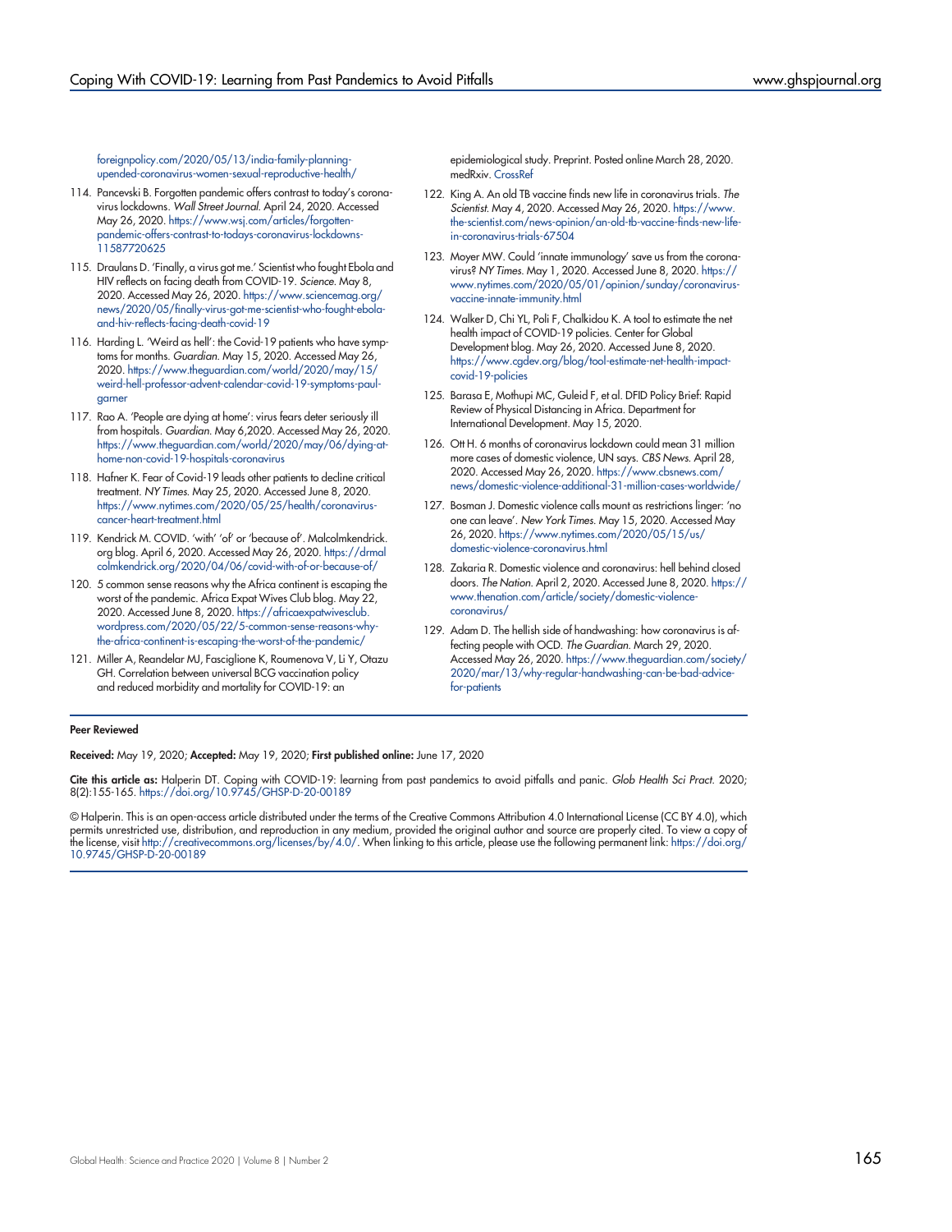foreignpolicy.com/2020/05/13/india-family-planning-upended-coronavirus-women-sexual-reproductive-health/

114. Pancevski B. Forgotten pandemic offers contrast to today's coronavirus lockdowns. *Wall Street Journal.* April 24, 2020. Accessed May 26, 2020. https://www.wsj.com/articles/forgotten-pandemic-offers-contrast-to-todays-coronavirus-lockdowns-11587720625
115. Draulans D. 'Finally, a virus got me.' Scientist who fought Ebola and HIV reflects on facing death from COVID-19. *Science.* May 8, 2020. Accessed May 26, 2020. https://www.sciencemag.org/news/2020/05/finally-virus-got-me-scientist-who-fought-ebola-and-hiv-reflects-facing-death-covid-19
116. Harding L. 'Weird as hell': the Covid-19 patients who have symptoms for months. *Guardian.* May 15, 2020. Accessed May 26, 2020. https://www.theguardian.com/world/2020/may/15/weird-hell-professor-advent-calendar-covid-19-symptoms-paul-garner
117. Rao A. 'People are dying at home': virus fears deter seriously ill from hospitals. *Guardian.* May 6,2020. Accessed May 26, 2020. https://www.theguardian.com/world/2020/may/06/dying-at-home-non-covid-19-hospitals-coronavirus
118. Hafner K. Fear of Covid-19 leads other patients to decline critical treatment. *NY Times.* May 25, 2020. Accessed June 8, 2020. https://www.nytimes.com/2020/05/25/health/coronavirus-cancer-heart-treatment.html
119. Kendrick M. COVID. 'with' 'of' or 'because of'. Malcolmkendrick.org blog. April 6, 2020. Accessed May 26, 2020. https://drmalcolmkendrick.org/2020/04/06/covid-with-of-or-because-of/
120. 5 common sense reasons why the Africa continent is escaping the worst of the pandemic. Africa Expat Wives Club blog. May 22, 2020. Accessed June 8, 2020. https://africaexpatwivesclub.wordpress.com/2020/05/22/5-common-sense-reasons-why-the-africa-continent-is-escaping-the-worst-of-the-pandemic/
121. Miller A, Reandelar MJ, Fasciglione K, Roumenova V, Li Y, Otazu GH. Correlation between universal BCG vaccination policy and reduced morbidity and mortality for COVID-19: an epidemiological study. Preprint. Posted online March 28, 2020. medRxiv. CrossRef
122. King A. An old TB vaccine finds new life in coronavirus trials. *The Scientist.* May 4, 2020. Accessed May 26, 2020. https://www.the-scientist.com/news-opinion/an-old-tb-vaccine-finds-new-life-in-coronavirus-trials-67504
123. Moyer MW. Could 'innate immunology' save us from the coronavirus? *NY Times.* May 1, 2020. Accessed June 8, 2020. https://www.nytimes.com/2020/05/01/opinion/sunday/coronavirus-vaccine-innate-immunity.html
124. Walker D, Chi YL, Poli F, Chalkidou K. A tool to estimate the net health impact of COVID-19 policies. Center for Global Development blog. May 26, 2020. Accessed June 8, 2020. https://www.cgdev.org/blog/tool-estimate-net-health-impact-covid-19-policies
125. Barasa E, Mothupi MC, Guleid F, et al. DFID Policy Brief: Rapid Review of Physical Distancing in Africa. Department for International Development. May 15, 2020.
126. Ott H. 6 months of coronavirus lockdown could mean 31 million more cases of domestic violence, UN says. *CBS News.* April 28, 2020. Accessed May 26, 2020. https://www.cbsnews.com/news/domestic-violence-additional-31-million-cases-worldwide/
127. Bosman J. Domestic violence calls mount as restrictions linger: 'no one can leave'. *New York Times.* May 15, 2020. Accessed May 26, 2020. https://www.nytimes.com/2020/05/15/us/domestic-violence-coronavirus.html
128. Zakaria R. Domestic violence and coronavirus: hell behind closed doors. *The Nation.* April 2, 2020. Accessed June 8, 2020. https://www.thenation.com/article/society/domestic-violence-coronavirus/
129. Adam D. The hellish side of handwashing: how coronavirus is affecting people with OCD. *The Guardian.* March 29, 2020. Accessed May 26, 2020. https://www.theguardian.com/society/2020/mar/13/why-regular-handwashing-can-be-bad-advice-for-patients

**Peer Reviewed**

**Received:** May 19, 2020; **Accepted:** May 19, 2020; **First published online:** June 17, 2020

**Cite this article as:** Halperin DT. Coping with COVID-19: learning from past pandemics to avoid pitfalls and panic. *Glob Health Sci Pract.* 2020; 8(2):155-165. https://doi.org/10.9745/GHSP-D-20-00189

© Halperin. This is an open-access article distributed under the terms of the Creative Commons Attribution 4.0 International License (CC BY 4.0), which permits unrestricted use, distribution, and reproduction in any medium, provided the original author and source are properly cited. To view a copy of the license, visit http://creativecommons.org/licenses/by/4.0/. When linking to this article, please use the following permanent link: https://doi.org/10.9745/GHSP-D-20-00189